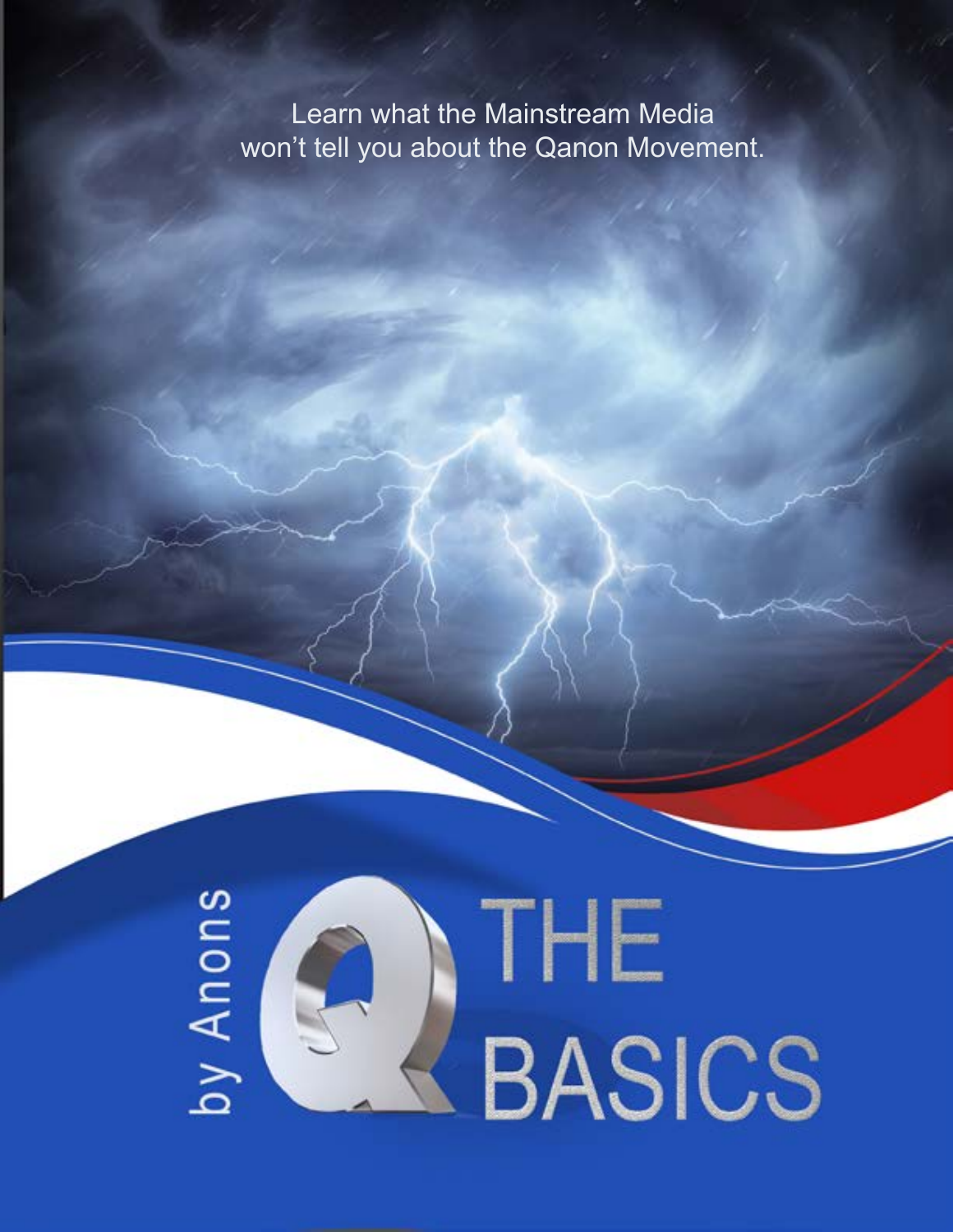Learn what the Mainstream Media won't tell you about the Qanon Movement.

by Anons

# Q THE BASICS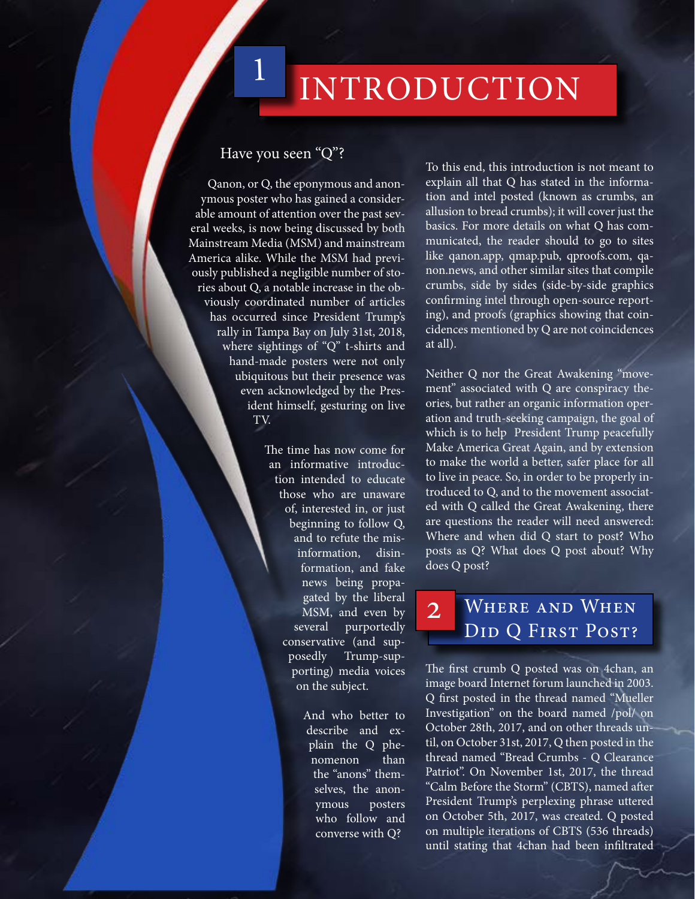# 1 INTRODUCTION

## Have you seen "Q"?

Qanon, or Q, the eponymous and anonymous poster who has gained a considerable amount of attention over the past several weeks, is now being discussed by both Mainstream Media (MSM) and mainstream America alike. While the MSM had previously published a negligible number of stories about Q, a notable increase in the obviously coordinated number of articles has occurred since President Trump's rally in Tampa Bay on July 31st, 2018, where sightings of "Q" t-shirts and hand-made posters were not only ubiquitous but their presence was even acknowledged by the President himself, gesturing on live TV.

The time has now come for an informative introduction intended to educate those who are unaware of, interested in, or just beginning to follow Q, and to refute the misinformation, disinformation, and fake news being propagated by the liberal MSM, and even by several purportedly conservative (and supposedly Trump-supporting) media voices on the subject.

And who better to describe and explain the Q phenomenon than the "anons" themselves, the anonymous posters who follow and converse with Q?

To this end, this introduction is not meant to explain all that Q has stated in the information and intel posted (known as crumbs, an allusion to bread crumbs); it will cover just the basics. For more details on what Q has communicated, the reader should to go to sites like qanon.app, qmap.pub, qproofs.com, qanon.news, and other similar sites that compile crumbs, side by sides (side-by-side graphics confirming intel through open-source reporting), and proofs (graphics showing that coincidences mentioned by Q are not coincidences at all).

Neither Q nor the Great Awakening "movement" associated with Q are conspiracy theories, but rather an organic information operation and truth-seeking campaign, the goal of which is to help President Trump peacefully Make America Great Again, and by extension to make the world a better, safer place for all to live in peace. So, in order to be properly introduced to Q, and to the movement associated with Q called the Great Awakening, there are questions the reader will need answered: Where and when did Q start to post? Who posts as Q? What does Q post about? Why does Q post?

# 2 Where and When Did Q First Post?

The first crumb Q posted was on 4chan, an image board Internet forum launched in 2003. Q first posted in the thread named "Mueller Investigation" on the board named /pol/ on October 28th, 2017, and on other threads until, on October 31st, 2017, Q then posted in the thread named "Bread Crumbs - Q Clearance Patriot". On November 1st, 2017, the thread "Calm Before the Storm" (CBTS), named after President Trump's perplexing phrase uttered on October 5th, 2017, was created. Q posted on multiple iterations of CBTS (536 threads) until stating that 4chan had been infiltrated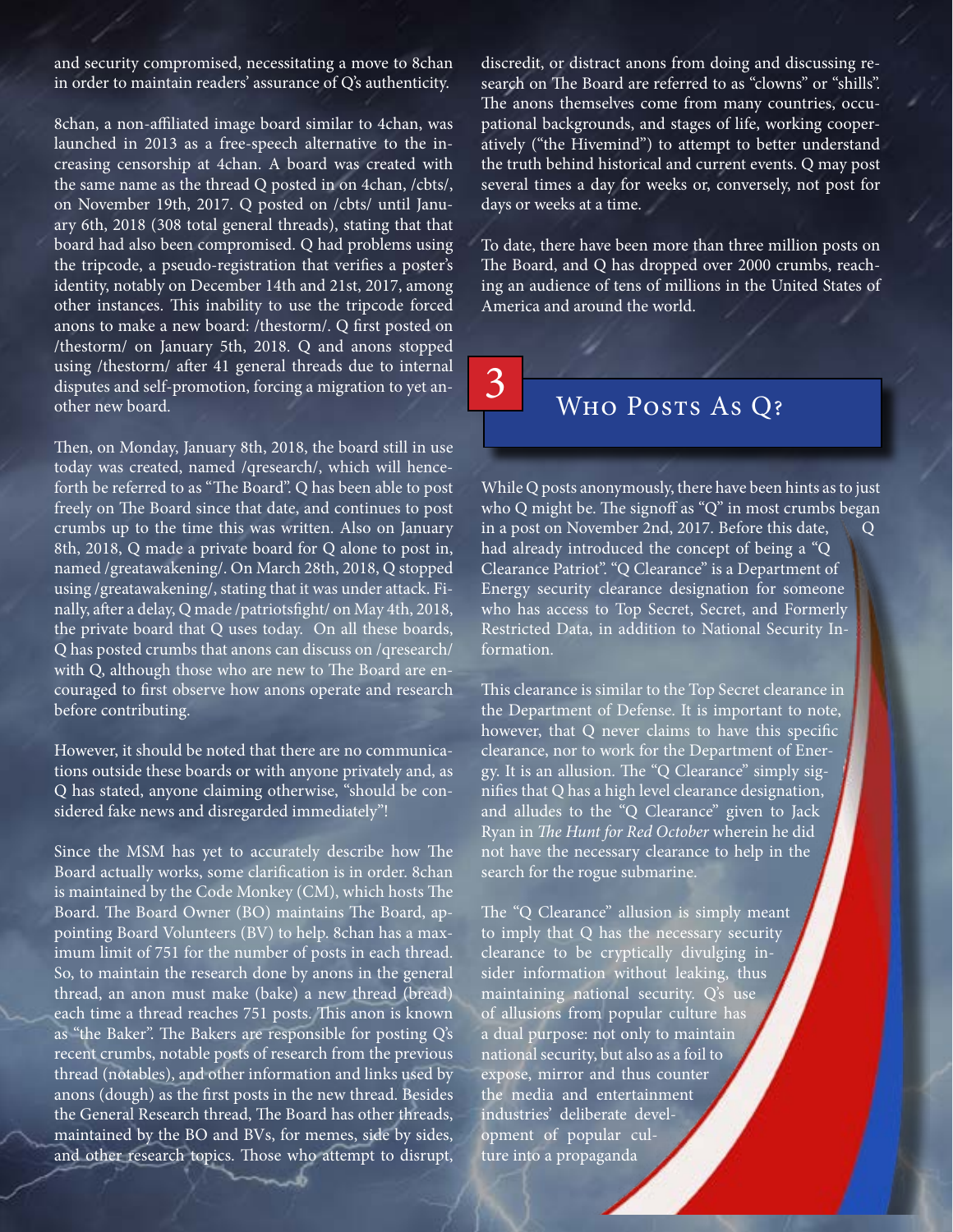and security compromised, necessitating a move to 8chan in order to maintain readers' assurance of Q's authenticity.

8chan, a non-affiliated image board similar to 4chan, was launched in 2013 as a free-speech alternative to the increasing censorship at 4chan. A board was created with the same name as the thread Q posted in on 4chan, /cbts/, on November 19th, 2017. Q posted on /cbts/ until January 6th, 2018 (308 total general threads), stating that that board had also been compromised. Q had problems using the tripcode, a pseudo-registration that verifies a poster's identity, notably on December 14th and 21st, 2017, among other instances. This inability to use the tripcode forced anons to make a new board: /thestorm/. Q first posted on /thestorm/ on January 5th, 2018. Q and anons stopped using /thestorm/ after 41 general threads due to internal disputes and self-promotion, forcing a migration to yet another new board.

Then, on Monday, January 8th, 2018, the board still in use today was created, named /qresearch/, which will henceforth be referred to as "The Board". Q has been able to post freely on The Board since that date, and continues to post crumbs up to the time this was written. Also on January 8th, 2018, Q made a private board for Q alone to post in, named /greatawakening/. On March 28th, 2018, Q stopped using /greatawakening/, stating that it was under attack. Finally, after a delay, Q made /patriotsfight/ on May 4th, 2018, the private board that Q uses today. On all these boards, Q has posted crumbs that anons can discuss on /qresearch/ with Q, although those who are new to The Board are encouraged to first observe how anons operate and research before contributing.

However, it should be noted that there are no communications outside these boards or with anyone privately and, as Q has stated, anyone claiming otherwise, "should be considered fake news and disregarded immediately"!

Since the MSM has yet to accurately describe how The Board actually works, some clarification is in order. 8chan is maintained by the Code Monkey (CM), which hosts The Board. The Board Owner (BO) maintains The Board, appointing Board Volunteers (BV) to help. 8chan has a maximum limit of 751 for the number of posts in each thread. So, to maintain the research done by anons in the general thread, an anon must make (bake) a new thread (bread) each time a thread reaches 751 posts. This anon is known as "the Baker". The Bakers are responsible for posting Q's recent crumbs, notable posts of research from the previous thread (notables), and other information and links used by anons (dough) as the first posts in the new thread. Besides the General Research thread, The Board has other threads, maintained by the BO and BVs, for memes, side by sides, and other research topics. Those who attempt to disrupt, discredit, or distract anons from doing and discussing research on The Board are referred to as "clowns" or "shills". The anons themselves come from many countries, occupational backgrounds, and stages of life, working cooperatively ("the Hivemind") to attempt to better understand the truth behind historical and current events. Q may post several times a day for weeks or, conversely, not post for days or weeks at a time.

To date, there have been more than three million posts on The Board, and Q has dropped over 2000 crumbs, reaching an audience of tens of millions in the United States of America and around the world.

## 3 Who Posts As Q?

While Q posts anonymously, there have been hints as to just who Q might be. The signoff as "Q" in most crumbs began in a post on November 2nd, 2017. Before this date, Q had already introduced the concept of being a "Q Clearance Patriot". "Q Clearance" is a Department of Energy security clearance designation for someone who has access to Top Secret, Secret, and Formerly Restricted Data, in addition to National Security Information.

This clearance is similar to the Top Secret clearance in the Department of Defense. It is important to note, however, that Q never claims to have this specific clearance, nor to work for the Department of Energy. It is an allusion. The "Q Clearance" simply signifies that Q has a high level clearance designation, and alludes to the "Q Clearance" given to Jack Ryan in *The Hunt for Red October* wherein he did not have the necessary clearance to help in the search for the rogue submarine.

The "Q Clearance" allusion is simply meant to imply that Q has the necessary security clearance to be cryptically divulging insider information without leaking, thus maintaining national security. Q's use of allusions from popular culture has a dual purpose: not only to maintain national security, but also as a foil to expose, mirror and thus counter the media and entertainment industries' deliberate development of popular culture into a propaganda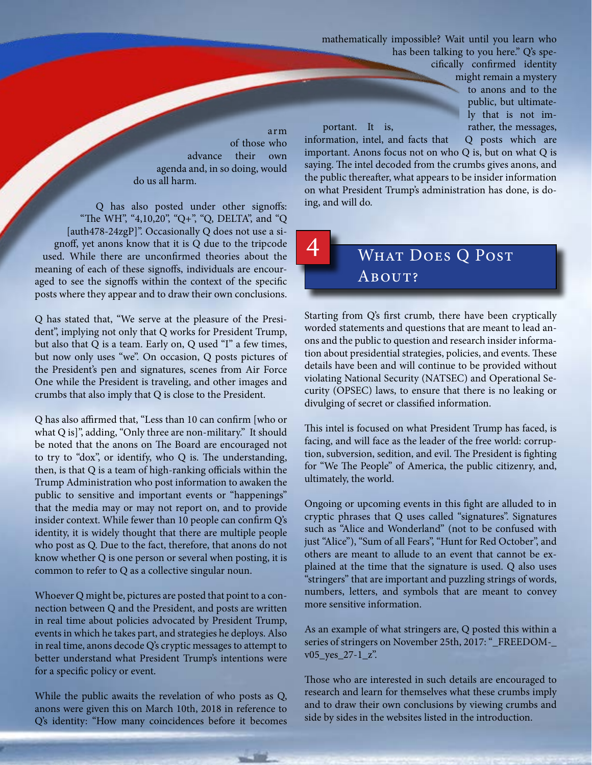arm of those who advance their own agenda and, in so doing, would do us all harm.

Q has also posted under other signoffs: "The WH", "4,10,20", "Q+", "Q, DELTA", and "Q [auth478-24zgP]". Occasionally Q does not use a signoff, yet anons know that it is Q due to the tripcode used. While there are unconfirmed theories about the meaning of each of these signoffs, individuals are encouraged to see the signoffs within the context of the specific posts where they appear and to draw their own conclusions.

Q has stated that, "We serve at the pleasure of the President", implying not only that Q works for President Trump, but also that Q is a team. Early on, Q used "I" a few times, but now only uses "we". On occasion, Q posts pictures of the President's pen and signatures, scenes from Air Force One while the President is traveling, and other images and crumbs that also imply that Q is close to the President.

Q has also affirmed that, "Less than 10 can confirm [who or what Q is]", adding, "Only three are non-military." It should be noted that the anons on The Board are encouraged not to try to "dox", or identify, who Q is. The understanding, then, is that Q is a team of high-ranking officials within the Trump Administration who post information to awaken the public to sensitive and important events or "happenings" that the media may or may not report on, and to provide insider context. While fewer than 10 people can confirm Q's identity, it is widely thought that there are multiple people who post as Q. Due to the fact, therefore, that anons do not know whether Q is one person or several when posting, it is common to refer to Q as a collective singular noun.

Whoever Q might be, pictures are posted that point to a connection between Q and the President, and posts are written in real time about policies advocated by President Trump, events in which he takes part, and strategies he deploys. Also in real time, anons decode Q's cryptic messages to attempt to better understand what President Trump's intentions were for a specific policy or event.

While the public awaits the revelation of who posts as Q, anons were given this on March 10th, 2018 in reference to Q's identity: "How many coincidences before it becomes mathematically impossible? Wait until you learn who has been talking to you here." Q's specifically confirmed identity might remain a mystery to anons and to the public, but ultimately that is not important. It is, rather, the messages, information, intel, and facts that Q posts which are important. Anons focus not on who Q is, but on what Q is saying. The intel decoded from the crumbs gives anons, and the public thereafter, what appears to be insider information on what President Trump's administration has done, is doing, and will do.

## 4 What Does Q Post About?

Starting from Q's first crumb, there have been cryptically worded statements and questions that are meant to lead anons and the public to question and research insider information about presidential strategies, policies, and events. These details have been and will continue to be provided without violating National Security (NATSEC) and Operational Security (OPSEC) laws, to ensure that there is no leaking or divulging of secret or classified information.

This intel is focused on what President Trump has faced, is facing, and will face as the leader of the free world: corruption, subversion, sedition, and evil. The President is fighting for "We The People" of America, the public citizenry, and, ultimately, the world.

Ongoing or upcoming events in this fight are alluded to in cryptic phrases that Q uses called "signatures". Signatures such as "Alice and Wonderland" (not to be confused with just "Alice"), "Sum of all Fears", "Hunt for Red October", and others are meant to allude to an event that cannot be explained at the time that the signature is used. Q also uses "stringers" that are important and puzzling strings of words, numbers, letters, and symbols that are meant to convey more sensitive information.

As an example of what stringers are, Q posted this within a series of stringers on November 25th, 2017: "_FREEDOM-_v05_yes_27-1_z".

Those who are interested in such details are encouraged to research and learn for themselves what these crumbs imply and to draw their own conclusions by viewing crumbs and side by sides in the websites listed in the introduction.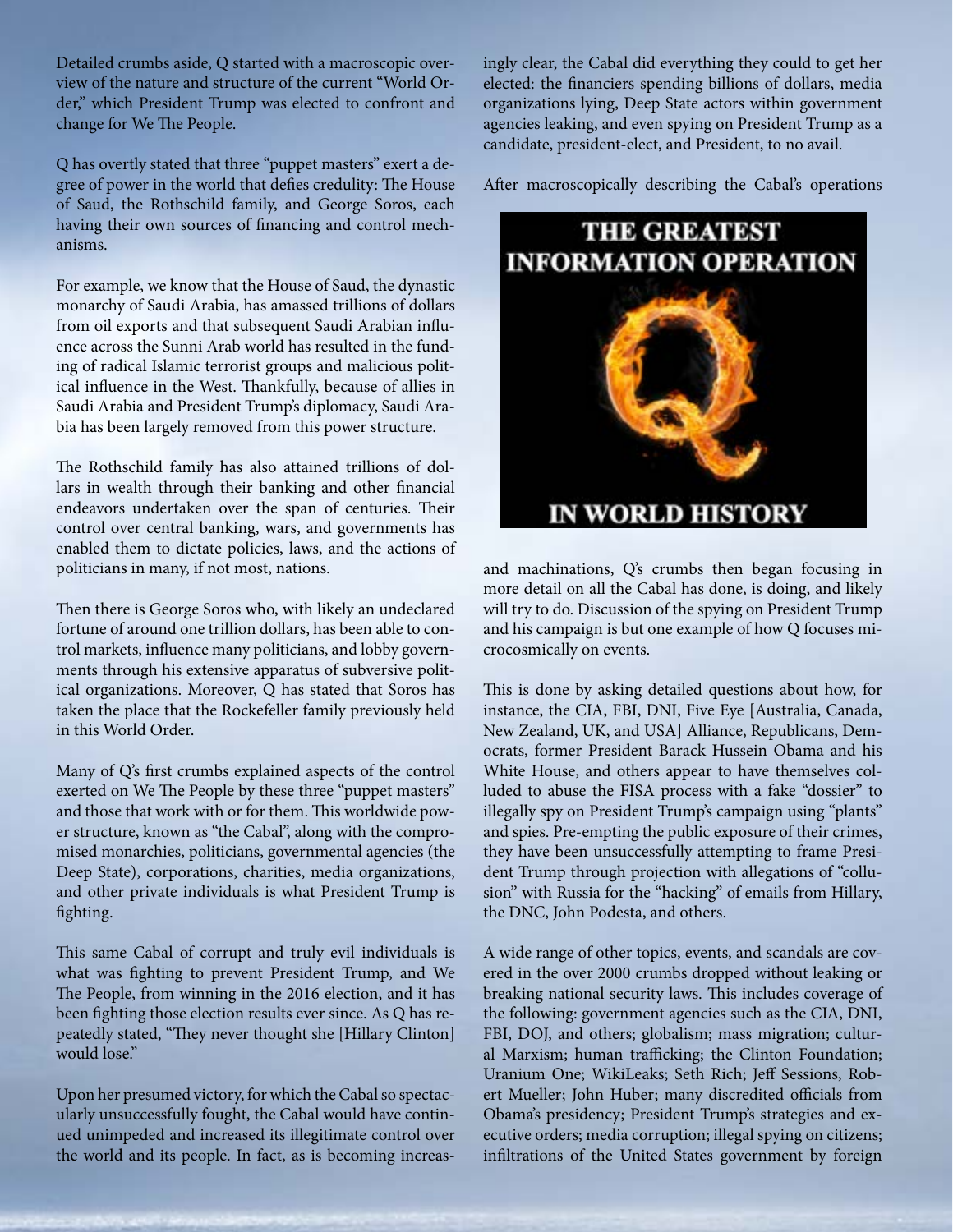Detailed crumbs aside, Q started with a macroscopic overview of the nature and structure of the current "World Order," which President Trump was elected to confront and change for We The People.

Q has overtly stated that three "puppet masters" exert a degree of power in the world that defies credulity: The House of Saud, the Rothschild family, and George Soros, each having their own sources of financing and control mechanisms.

For example, we know that the House of Saud, the dynastic monarchy of Saudi Arabia, has amassed trillions of dollars from oil exports and that subsequent Saudi Arabian influence across the Sunni Arab world has resulted in the funding of radical Islamic terrorist groups and malicious political influence in the West. Thankfully, because of allies in Saudi Arabia and President Trump's diplomacy, Saudi Arabia has been largely removed from this power structure.

The Rothschild family has also attained trillions of dollars in wealth through their banking and other financial endeavors undertaken over the span of centuries. Their control over central banking, wars, and governments has enabled them to dictate policies, laws, and the actions of politicians in many, if not most, nations.

Then there is George Soros who, with likely an undeclared fortune of around one trillion dollars, has been able to control markets, influence many politicians, and lobby governments through his extensive apparatus of subversive political organizations. Moreover, Q has stated that Soros has taken the place that the Rockefeller family previously held in this World Order.

Many of Q's first crumbs explained aspects of the control exerted on We The People by these three "puppet masters" and those that work with or for them. This worldwide power structure, known as "the Cabal", along with the compromised monarchies, politicians, governmental agencies (the Deep State), corporations, charities, media organizations, and other private individuals is what President Trump is fighting.

This same Cabal of corrupt and truly evil individuals is what was fighting to prevent President Trump, and We The People, from winning in the 2016 election, and it has been fighting those election results ever since. As Q has repeatedly stated, "They never thought she [Hillary Clinton] would lose."

Upon her presumed victory, for which the Cabal so spectacularly unsuccessfully fought, the Cabal would have continued unimpeded and increased its illegitimate control over the world and its people. In fact, as is becoming increasingly clear, the Cabal did everything they could to get her elected: the financiers spending billions of dollars, media organizations lying, Deep State actors within government agencies leaking, and even spying on President Trump as a candidate, president-elect, and President, to no avail.

After macroscopically describing the Cabal's operations and machinations, Q's crumbs then began focusing in more detail on all the Cabal has done, is doing, and likely will try to do. Discussion of the spying on President Trump and his campaign is but one example of how Q focuses microcosmically on events.

This is done by asking detailed questions about how, for instance, the CIA, FBI, DNI, Five Eye [Australia, Canada, New Zealand, UK, and USA] Alliance, Republicans, Democrats, former President Barack Hussein Obama and his White House, and others appear to have themselves colluded to abuse the FISA process with a fake "dossier" to illegally spy on President Trump's campaign using "plants" and spies. Pre-empting the public exposure of their crimes, they have been unsuccessfully attempting to frame President Trump through projection with allegations of "collusion" with Russia for the "hacking" of emails from Hillary, the DNC, John Podesta, and others.

A wide range of other topics, events, and scandals are covered in the over 2000 crumbs dropped without leaking or breaking national security laws. This includes coverage of the following: government agencies such as the CIA, DNI, FBI, DOJ, and others; globalism; mass migration; cultural Marxism; human trafficking; the Clinton Foundation; Uranium One; WikiLeaks; Seth Rich; Jeff Sessions, Robert Mueller; John Huber; many discredited officials from Obama's presidency; President Trump's strategies and executive orders; media corruption; illegal spying on citizens; infiltrations of the United States government by foreign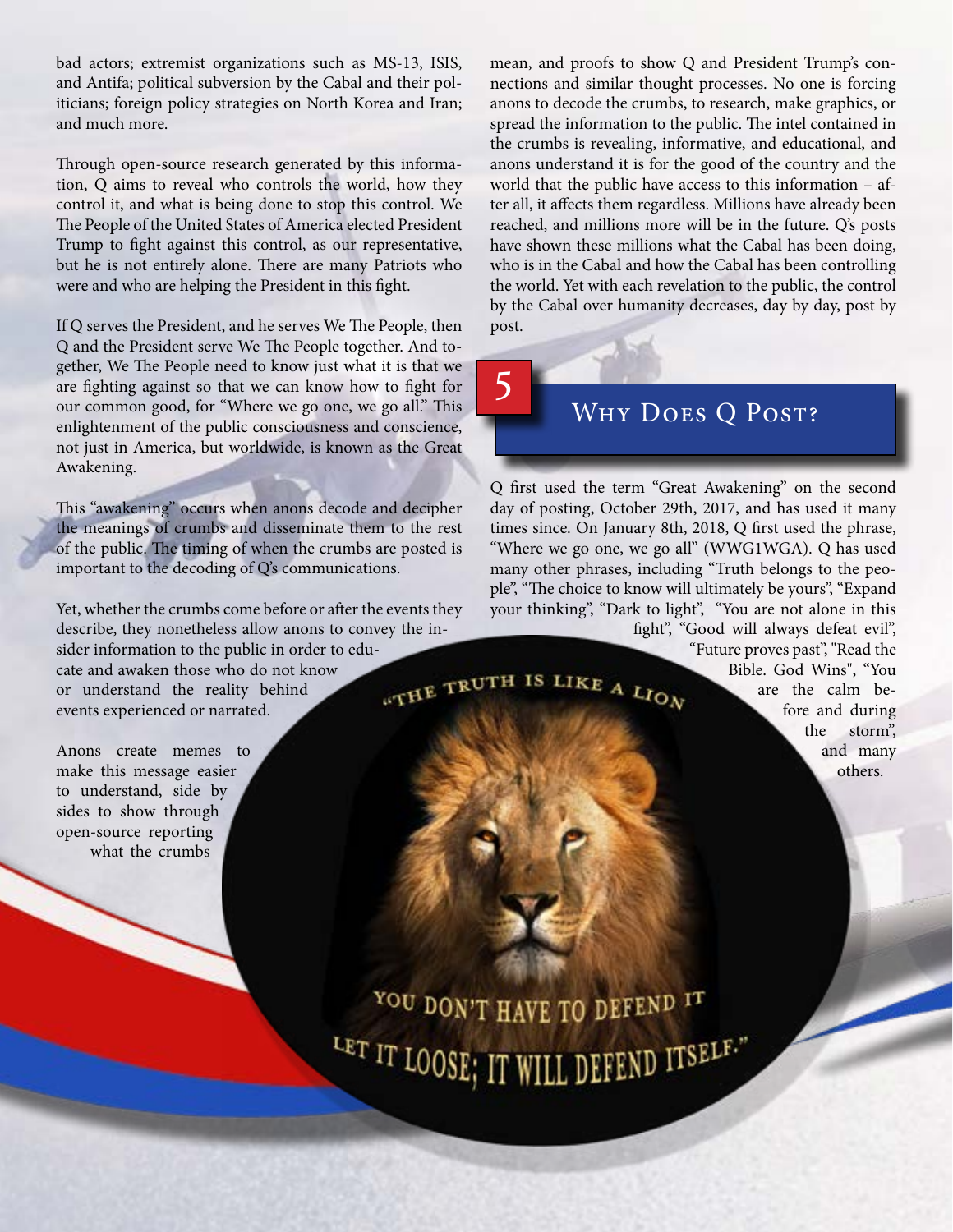bad actors; extremist organizations such as MS-13, ISIS, and Antifa; political subversion by the Cabal and their politicians; foreign policy strategies on North Korea and Iran; and much more.

Through open-source research generated by this information, Q aims to reveal who controls the world, how they control it, and what is being done to stop this control. We The People of the United States of America elected President Trump to fight against this control, as our representative, but he is not entirely alone. There are many Patriots who were and who are helping the President in this fight.

If Q serves the President, and he serves We The People, then Q and the President serve We The People together. And together, We The People need to know just what it is that we are fighting against so that we can know how to fight for our common good, for "Where we go one, we go all." This enlightenment of the public consciousness and conscience, not just in America, but worldwide, is known as the Great Awakening.

This "awakening" occurs when anons decode and decipher the meanings of crumbs and disseminate them to the rest of the public. The timing of when the crumbs are posted is important to the decoding of Q's communications.

Yet, whether the crumbs come before or after the events they describe, they nonetheless allow anons to convey the insider information to the public in order to educate and awaken those who do not know or understand the reality behind events experienced or narrated.

Anons create memes to make this message easier to understand, side by sides to show through open-source reporting what the crumbs mean, and proofs to show Q and President Trump's connections and similar thought processes. No one is forcing anons to decode the crumbs, to research, make graphics, or spread the information to the public. The intel contained in the crumbs is revealing, informative, and educational, and anons understand it is for the good of the country and the world that the public have access to this information – after all, it affects them regardless. Millions have already been reached, and millions more will be in the future. Q's posts have shown these millions what the Cabal has been doing, who is in the Cabal and how the Cabal has been controlling the world. Yet with each revelation to the public, the control by the Cabal over humanity decreases, day by day, post by post.

## 5 Why Does Q Post?

Q first used the term "Great Awakening" on the second day of posting, October 29th, 2017, and has used it many times since. On January 8th, 2018, Q first used the phrase, "Where we go one, we go all" (WWG1WGA). Q has used many other phrases, including "Truth belongs to the people", "The choice to know will ultimately be yours", "Expand your thinking", "Dark to light", "You are not alone in this fight", "Good will always defeat evil", "Future proves past", "Read the Bible. God Wins", "You are the calm before and during the storm", and many others.

"The truth is like a lion. You don't have to defend it. Let it loose; it will defend itself."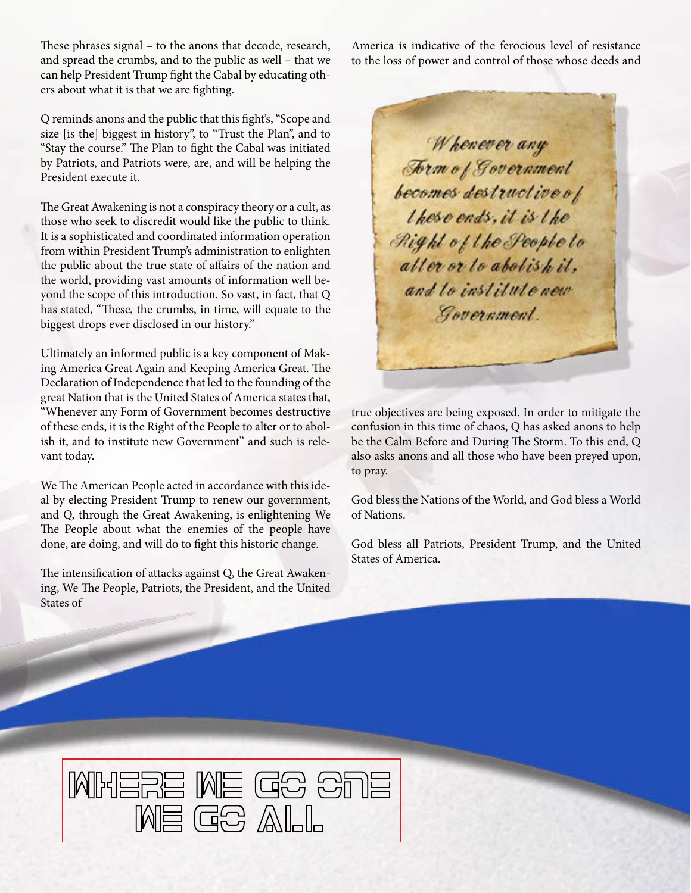These phrases signal – to the anons that decode, research, and spread the crumbs, and to the public as well – that we can help President Trump fight the Cabal by educating others about what it is that we are fighting.

Q reminds anons and the public that this fight's, "Scope and size [is the] biggest in history", to "Trust the Plan", and to "Stay the course." The Plan to fight the Cabal was initiated by Patriots, and Patriots were, are, and will be helping the President execute it.

The Great Awakening is not a conspiracy theory or a cult, as those who seek to discredit would like the public to think. It is a sophisticated and coordinated information operation from within President Trump's administration to enlighten the public about the true state of affairs of the nation and the world, providing vast amounts of information well beyond the scope of this introduction. So vast, in fact, that Q has stated, "These, the crumbs, in time, will equate to the biggest drops ever disclosed in our history."

Ultimately an informed public is a key component of Making America Great Again and Keeping America Great. The Declaration of Independence that led to the founding of the great Nation that is the United States of America states that, "Whenever any Form of Government becomes destructive of these ends, it is the Right of the People to alter or to abolish it, and to institute new Government" and such is relevant today.

We The American People acted in accordance with this ideal by electing President Trump to renew our government, and Q, through the Great Awakening, is enlightening We The People about what the enemies of the people have done, are doing, and will do to fight this historic change.

The intensification of attacks against Q, the Great Awakening, We The People, Patriots, the President, and the United States of America is indicative of the ferocious level of resistance to the loss of power and control of those whose deeds and true objectives are being exposed. In order to mitigate the confusion in this time of chaos, Q has asked anons to help be the Calm Before and During The Storm. To this end, Q also asks anons and all those who have been preyed upon, to pray.

*Whenever any Form of Government becomes destructive of these ends, it is the Right of the People to alter or to abolish it, and to institute new Government.*

God bless the Nations of the World, and God bless a World of Nations.

God bless all Patriots, President Trump, and the United States of America.

**WHERE WE GO ONE WE GO ALL**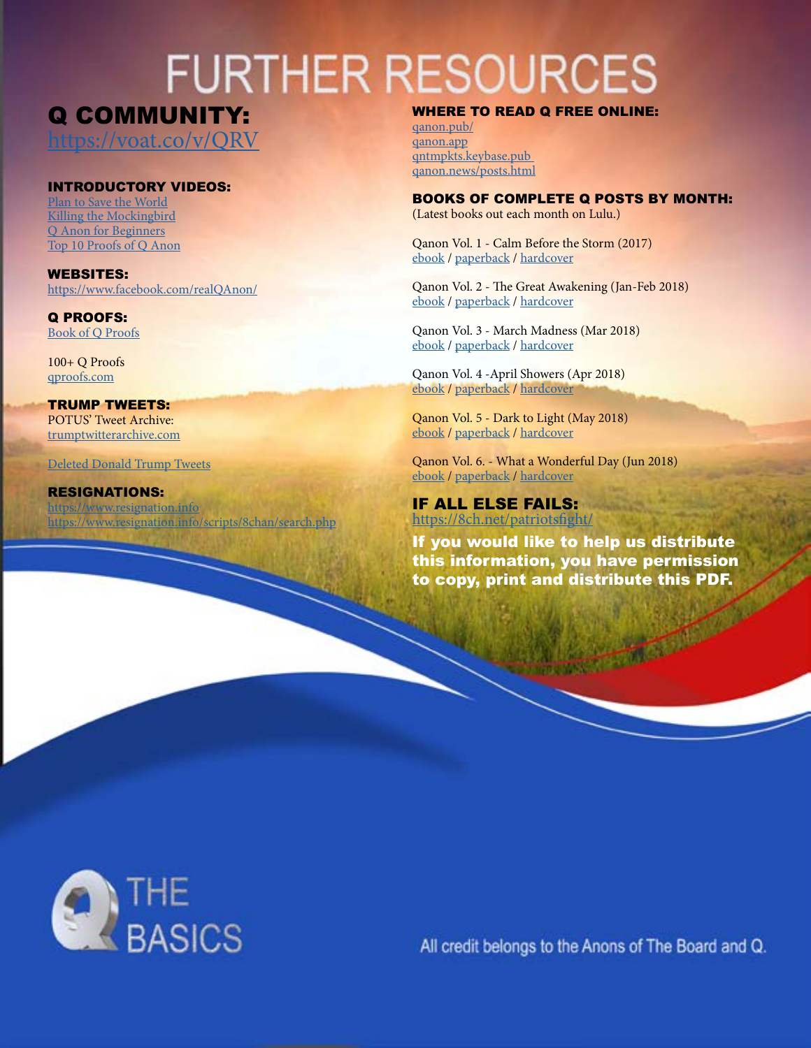# FURTHER RESOURCES

## Q COMMUNITY:

https://voat.co/v/QRV

### INTRODUCTORY VIDEOS:

Plan to Save the World
Killing the Mockingbird
Q Anon for Beginners
Top 10 Proofs of Q Anon

### WEBSITES:

https://www.facebook.com/realQAnon/

### Q PROOFS:

Book of Q Proofs

100+ Q Proofs
qproofs.com

### TRUMP TWEETS:

POTUS' Tweet Archive:
trumptwitterarchive.com

Deleted Donald Trump Tweets

### RESIGNATIONS:

https://www.resignation.info
https://www.resignation.info/scripts/8chan/search.php

### WHERE TO READ Q FREE ONLINE:

qanon.pub/
qanon.app
qntmpkts.keybase.pub
qanon.news/posts.html

### BOOKS OF COMPLETE Q POSTS BY MONTH:

(Latest books out each month on Lulu.)

Qanon Vol. 1 - Calm Before the Storm (2017)
ebook / paperback / hardcover

Qanon Vol. 2 - The Great Awakening (Jan-Feb 2018)
ebook / paperback / hardcover

Qanon Vol. 3 - March Madness (Mar 2018)
ebook / paperback / hardcover

Qanon Vol. 4 -April Showers (Apr 2018)
ebook / paperback / hardcover

Qanon Vol. 5 - Dark to Light (May 2018)
ebook / paperback / hardcover

Qanon Vol. 6. - What a Wonderful Day (Jun 2018)
ebook / paperback / hardcover

### IF ALL ELSE FAILS:

https://8ch.net/patriotsfight/

**If you would like to help us distribute this information, you have permission to copy, print and distribute this PDF.**

Q THE BASICS

All credit belongs to the Anons of The Board and Q.